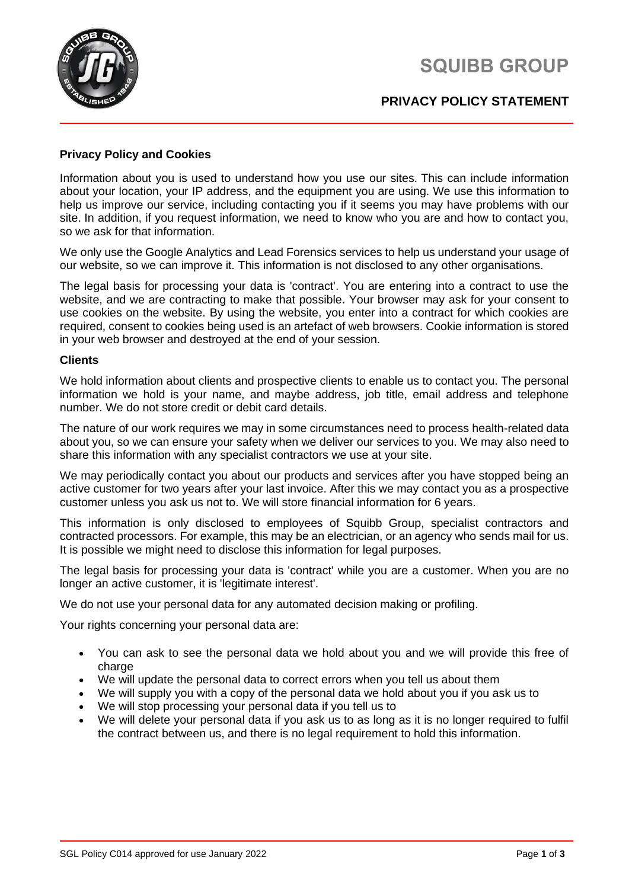# SQUIBB GROUP

## PRIVACY POLICY STATEMENT

### Privacy Policy and Cookies

Information about you is used to understand how you use our sites. This can include information about your location, your IP address, and the equipment you are using. We use this information to help us improve our service, including contacting you if it seems you may have problems with our site. In addition, if you request information, we need to know who you are and how to contact you, so we ask for that information.

We only use the Google Analytics and Lead Forensics services to help us understand your usage of our website, so we can improve it. This information is not disclosed to any other organisations.

The legal basis for processing your data is 'contract'. You are entering into a contract to use the website, and we are contracting to make that possible. Your browser may ask for your consent to use cookies on the website. By using the website, you enter into a contract for which cookies are required, consent to cookies being used is an artefact of web browsers. Cookie information is stored in your web browser and destroyed at the end of your session.

### Clients

We hold information about clients and prospective clients to enable us to contact you. The personal information we hold is your name, and maybe address, job title, email address and telephone number. We do not store credit or debit card details.

The nature of our work requires we may in some circumstances need to process health-related data about you, so we can ensure your safety when we deliver our services to you. We may also need to share this information with any specialist contractors we use at your site.

We may periodically contact you about our products and services after you have stopped being an active customer for two years after your last invoice. After this we may contact you as a prospective customer unless you ask us not to. We will store financial information for 6 years.

This information is only disclosed to employees of Squibb Group, specialist contractors and contracted processors. For example, this may be an electrician, or an agency who sends mail for us. It is possible we might need to disclose this information for legal purposes.

The legal basis for processing your data is 'contract' while you are a customer. When you are no longer an active customer, it is 'legitimate interest'.

We do not use your personal data for any automated decision making or profiling.

Your rights concerning your personal data are:

- You can ask to see the personal data we hold about you and we will provide this free of charge
- We will update the personal data to correct errors when you tell us about them
- We will supply you with a copy of the personal data we hold about you if you ask us to
- We will stop processing your personal data if you tell us to
- We will delete your personal data if you ask us to as long as it is no longer required to fulfil the contract between us, and there is no legal requirement to hold this information.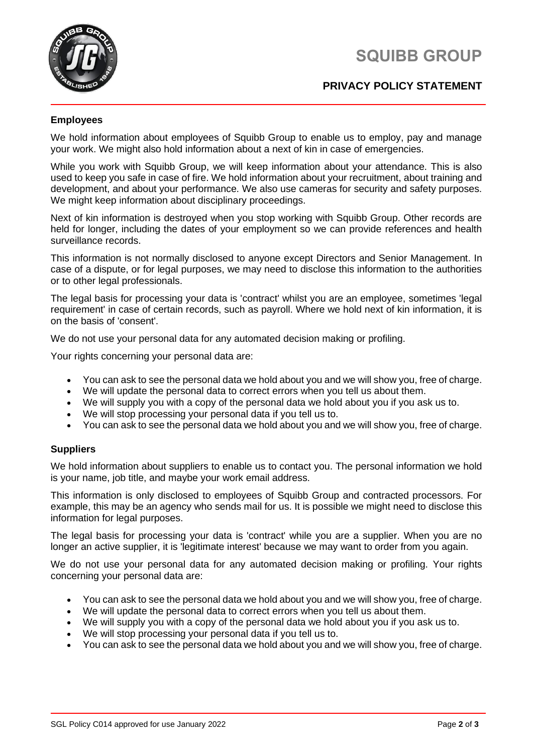## Employees

We hold information about employees of Squibb Group to enable us to employ, pay and manage your work. We might also hold information about a next of kin in case of emergencies.

While you work with Squibb Group, we will keep information about your attendance. This is also used to keep you safe in case of fire. We hold information about your recruitment, about training and development, and about your performance. We also use cameras for security and safety purposes. We might keep information about disciplinary proceedings.

Next of kin information is destroyed when you stop working with Squibb Group. Other records are held for longer, including the dates of your employment so we can provide references and health surveillance records.

This information is not normally disclosed to anyone except Directors and Senior Management. In case of a dispute, or for legal purposes, we may need to disclose this information to the authorities or to other legal professionals.

The legal basis for processing your data is 'contract' whilst you are an employee, sometimes 'legal requirement' in case of certain records, such as payroll. Where we hold next of kin information, it is on the basis of 'consent'.

We do not use your personal data for any automated decision making or profiling.

Your rights concerning your personal data are:

- You can ask to see the personal data we hold about you and we will show you, free of charge.
- We will update the personal data to correct errors when you tell us about them.
- We will supply you with a copy of the personal data we hold about you if you ask us to.
- We will stop processing your personal data if you tell us to.
- You can ask to see the personal data we hold about you and we will show you, free of charge.

## Suppliers

We hold information about suppliers to enable us to contact you. The personal information we hold is your name, job title, and maybe your work email address.

This information is only disclosed to employees of Squibb Group and contracted processors. For example, this may be an agency who sends mail for us. It is possible we might need to disclose this information for legal purposes.

The legal basis for processing your data is 'contract' while you are a supplier. When you are no longer an active supplier, it is 'legitimate interest' because we may want to order from you again.

We do not use your personal data for any automated decision making or profiling. Your rights concerning your personal data are:

- You can ask to see the personal data we hold about you and we will show you, free of charge.
- We will update the personal data to correct errors when you tell us about them.
- We will supply you with a copy of the personal data we hold about you if you ask us to.
- We will stop processing your personal data if you tell us to.
- You can ask to see the personal data we hold about you and we will show you, free of charge.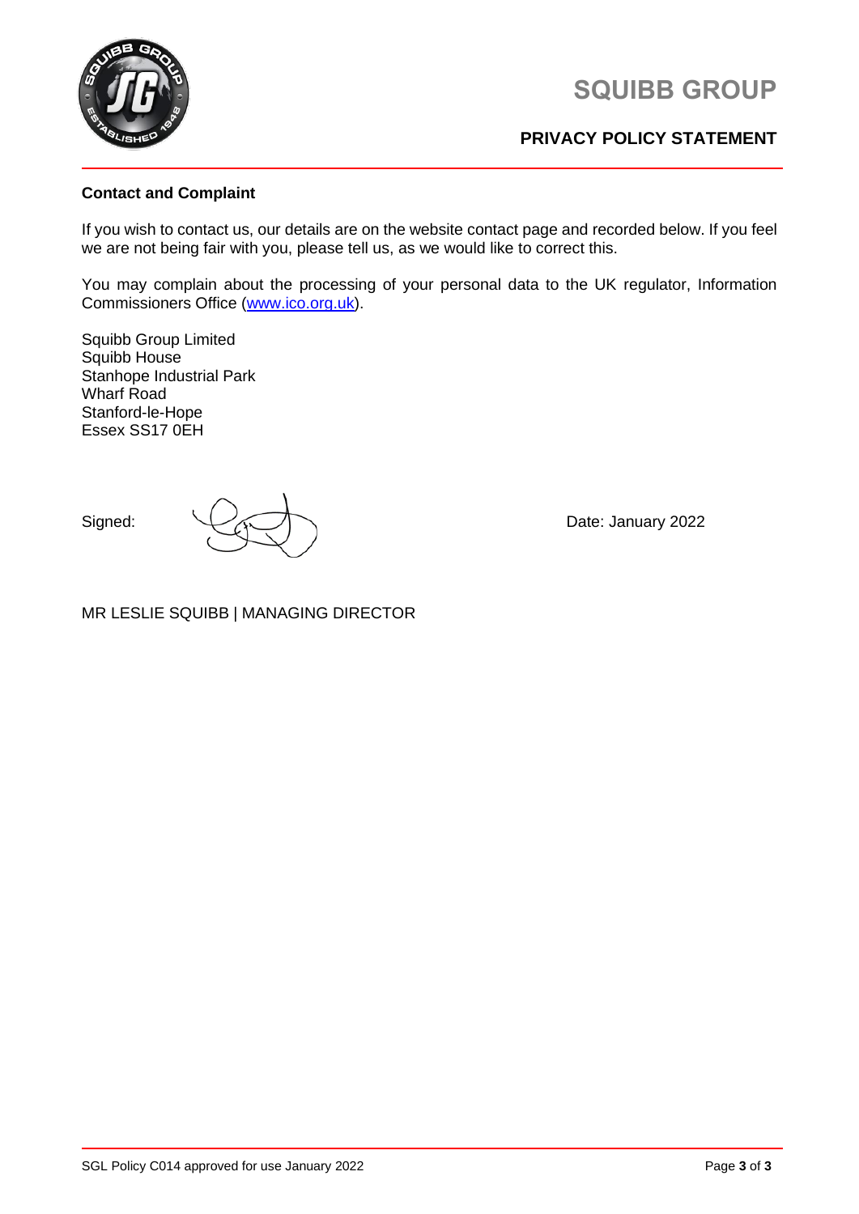## Contact and Complaint

If you wish to contact us, our details are on the website contact page and recorded below. If you feel we are not being fair with you, please tell us, as we would like to correct this.

You may complain about the processing of your personal data to the UK regulator, Information Commissioners Office (www.ico.org.uk).

Squibb Group Limited
Squibb House
Stanhope Industrial Park
Wharf Road
Stanford-le-Hope
Essex SS17 0EH

Signed: Date: January 2022

MR LESLIE SQUIBB | MANAGING DIRECTOR

SGL Policy C014 approved for use January 2022